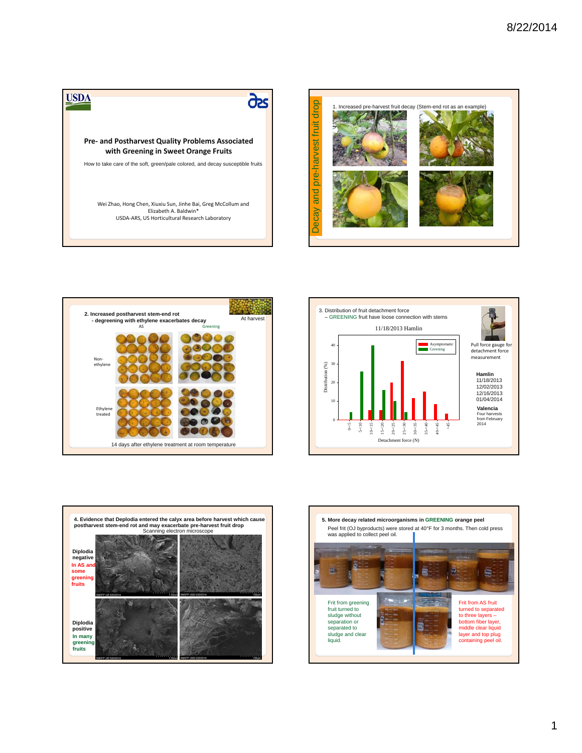## Pre- and Postharvest Quality Problems Associated with Greening in Sweet Orange Fruits

How to take care of the soft, green/pale colored, and decay susceptible fruits

Wei Zhao, Hong Chen, Xiuxiu Sun, Jinhe Bai, Greg McCollum and Elizabeth A. Baldwin*

USDA-ARS, US Horticultural Research Laboratory

---

### Decay and pre-harvest fruit drop

1. Increased pre-harvest fruit decay (Stem-end rot as an example)

---

**2. Increased postharvest stem-end rot**
**- degreening with ethylene exacerbates decay**

At harvest

AS — Greening

Non-ethylene

Ethylene treated

14 days after ethylene treatment at room temperature

---

3. Distribution of fruit detachment force
– GREENING fruit have loose connection with stems

11/18/2013 Hamlin

Distribution (%)

Detachment force (N)

| Detachment force (N) | Asymptomatic | Greening |
|---|---|---|
| 0-<5 | | 4 |
| 5-<10 | | 26 |
| 10-<15 | 5 | 40 |
| 15-<20 | 5 | 16 |
| 20-<25 | 20 | 10 |
| 25-<30 | 32 | 4 |
| 30-<35 | 12 | |
| 35-<40 | 15 | |
| 40-<45 | 8 | |
| >45 | 3 | |

Pull force gauge for detachment force measurement

**Hamlin**
11/18/2013
12/02/2013
12/16/2013
01/04/2014

**Valencia**
Four harvests from February 2014

---

**4. Evidence that Deplodia entered the calyx area before harvest which cause postharvest stem-end rot and may exacerbate pre-harvest fruit drop**

Scanning electron microscope

**Diplodia negative** — In AS and some greening fruits

**Diplodia positive** — In many greening fruits

---

**5. More decay related microorganisms in GREENING orange peel**

Peel frit (OJ byproducts) were stored at 40°F for 3 months. Then cold press was applied to collect peel oil.

Frit from greening fruit turned to sludge without separation or separated to sludge and clear liquid.

Frit from AS fruit turned to separated to three layers – bottom fiber layer, middle clear liquid layer and top plug containing peel oil.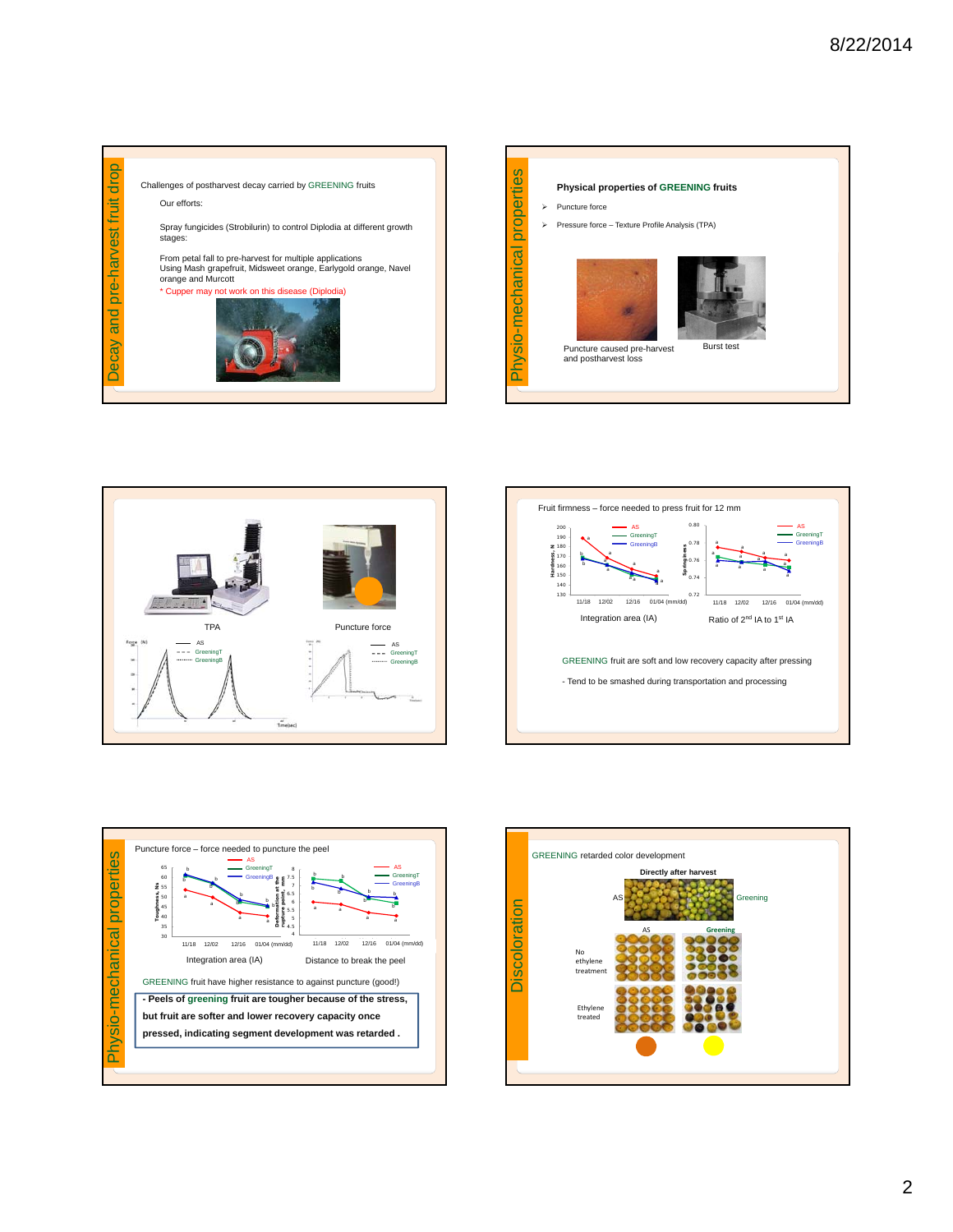## Decay and pre-harvest fruit drop

Challenges of postharvest decay carried by GREENING fruits

Our efforts:

Spray fungicides (Strobilurin) to control Diplodia at different growth stages:

From petal fall to pre-harvest for multiple applications
Using Mash grapefruit, Midsweet orange, Earlygold orange, Navel orange and Murcott

* Cupper may not work on this disease (Diplodia)

## Physio-mechanical properties

### Physical properties of GREENING fruits

- Puncture force
- Pressure force – Texture Profile Analysis (TPA)

Puncture caused pre-harvest and postharvest loss

Burst test

---

TPA

Puncture force

---

Fruit firmness – force needed to press fruit for 12 mm

Integration area (IA)

Ratio of 2[nd] IA to 1[st] IA

GREENING fruit are soft and low recovery capacity after pressing

- Tend to be smashed during transportation and processing

## Physio-mechanical properties

Puncture force – force needed to puncture the peel

Integration area (IA)

Distance to break the peel

GREENING fruit have higher resistance to against puncture (good!)

**- Peels of greening fruit are tougher because of the stress, but fruit are softer and lower recovery capacity once pressed, indicating segment development was retarded .**

## Discoloration

GREENING retarded color development

Directly after harvest

AS | Greening

No ethylene treatment

Ethylene treated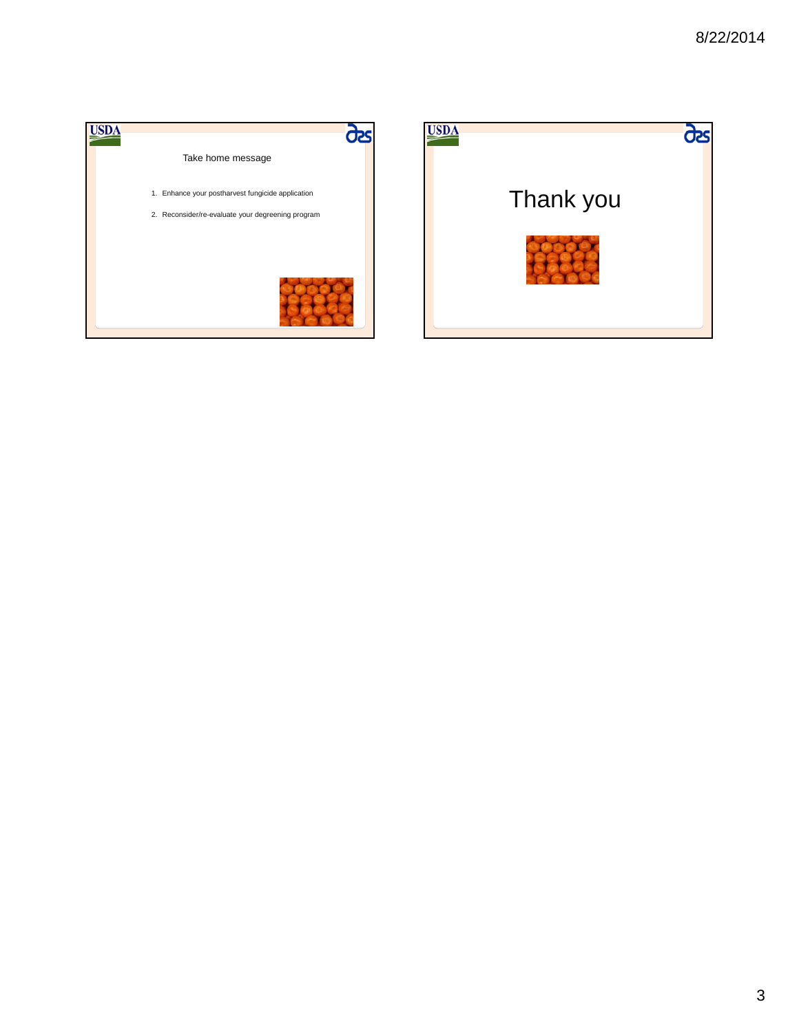Take home message

1. Enhance your postharvest fungicide application
2. Reconsider/re-evaluate your degreening program

Thank you